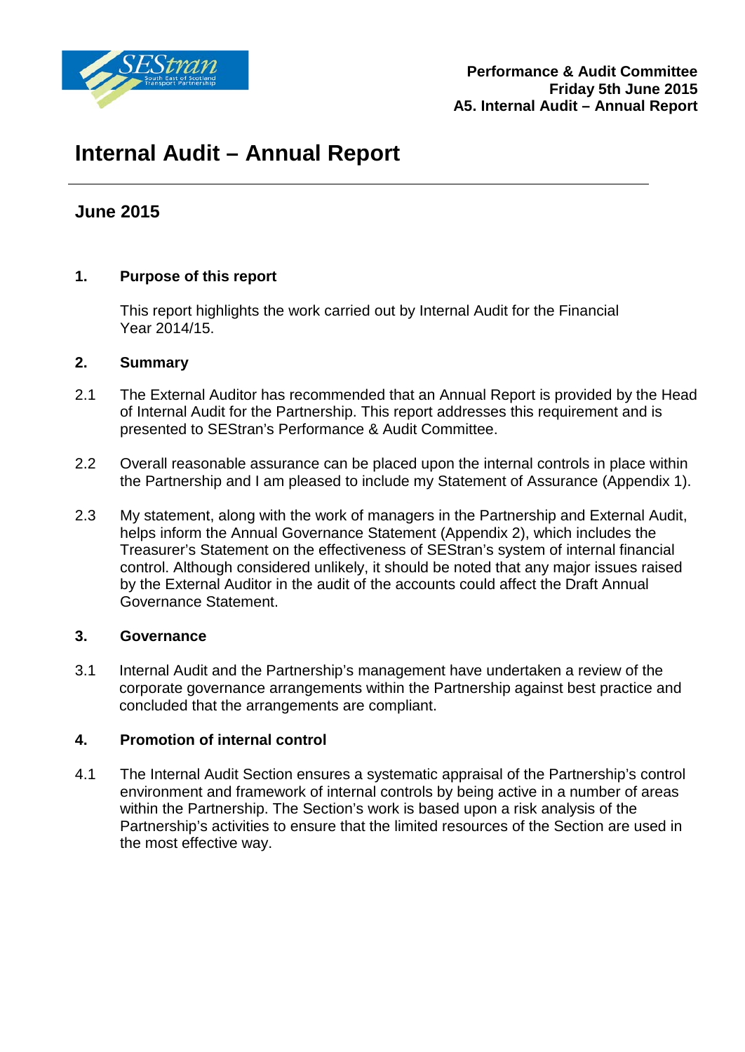**Performance & Audit Committee**
**Friday 5th June 2015**
**A5. Internal Audit – Annual Report**

# Internal Audit – Annual Report

## June 2015

### 1. Purpose of this report

This report highlights the work carried out by Internal Audit for the Financial Year 2014/15.

### 2. Summary

2.1 The External Auditor has recommended that an Annual Report is provided by the Head of Internal Audit for the Partnership. This report addresses this requirement and is presented to SEStran's Performance & Audit Committee.

2.2 Overall reasonable assurance can be placed upon the internal controls in place within the Partnership and I am pleased to include my Statement of Assurance (Appendix 1).

2.3 My statement, along with the work of managers in the Partnership and External Audit, helps inform the Annual Governance Statement (Appendix 2), which includes the Treasurer's Statement on the effectiveness of SEStran's system of internal financial control. Although considered unlikely, it should be noted that any major issues raised by the External Auditor in the audit of the accounts could affect the Draft Annual Governance Statement.

### 3. Governance

3.1 Internal Audit and the Partnership's management have undertaken a review of the corporate governance arrangements within the Partnership against best practice and concluded that the arrangements are compliant.

### 4. Promotion of internal control

4.1 The Internal Audit Section ensures a systematic appraisal of the Partnership's control environment and framework of internal controls by being active in a number of areas within the Partnership. The Section's work is based upon a risk analysis of the Partnership's activities to ensure that the limited resources of the Section are used in the most effective way.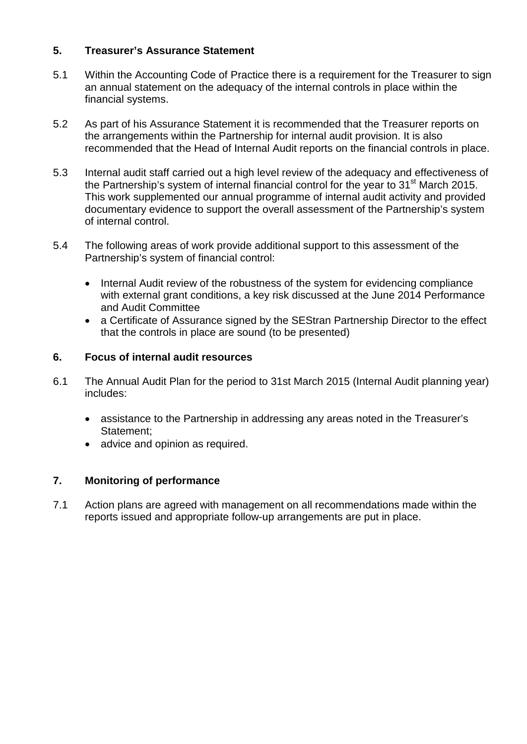## 5. Treasurer's Assurance Statement

5.1 Within the Accounting Code of Practice there is a requirement for the Treasurer to sign an annual statement on the adequacy of the internal controls in place within the financial systems.

5.2 As part of his Assurance Statement it is recommended that the Treasurer reports on the arrangements within the Partnership for internal audit provision. It is also recommended that the Head of Internal Audit reports on the financial controls in place.

5.3 Internal audit staff carried out a high level review of the adequacy and effectiveness of the Partnership's system of internal financial control for the year to 31st March 2015. This work supplemented our annual programme of internal audit activity and provided documentary evidence to support the overall assessment of the Partnership's system of internal control.

5.4 The following areas of work provide additional support to this assessment of the Partnership's system of financial control:

- Internal Audit review of the robustness of the system for evidencing compliance with external grant conditions, a key risk discussed at the June 2014 Performance and Audit Committee
- a Certificate of Assurance signed by the SEStran Partnership Director to the effect that the controls in place are sound (to be presented)

## 6. Focus of internal audit resources

6.1 The Annual Audit Plan for the period to 31st March 2015 (Internal Audit planning year) includes:

- assistance to the Partnership in addressing any areas noted in the Treasurer's Statement;
- advice and opinion as required.

## 7. Monitoring of performance

7.1 Action plans are agreed with management on all recommendations made within the reports issued and appropriate follow-up arrangements are put in place.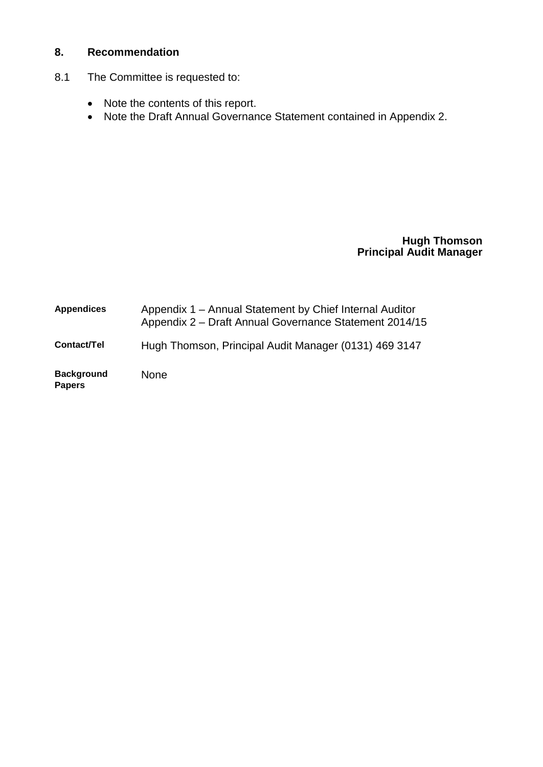## 8. Recommendation

8.1 The Committee is requested to:

- Note the contents of this report.
- Note the Draft Annual Governance Statement contained in Appendix 2.

**Hugh Thomson**
**Principal Audit Manager**

| | |
|---|---|
| **Appendices** | Appendix 1 – Annual Statement by Chief Internal Auditor<br>Appendix 2 – Draft Annual Governance Statement 2014/15 |
| **Contact/Tel** | Hugh Thomson, Principal Audit Manager (0131) 469 3147 |
| **Background Papers** | None |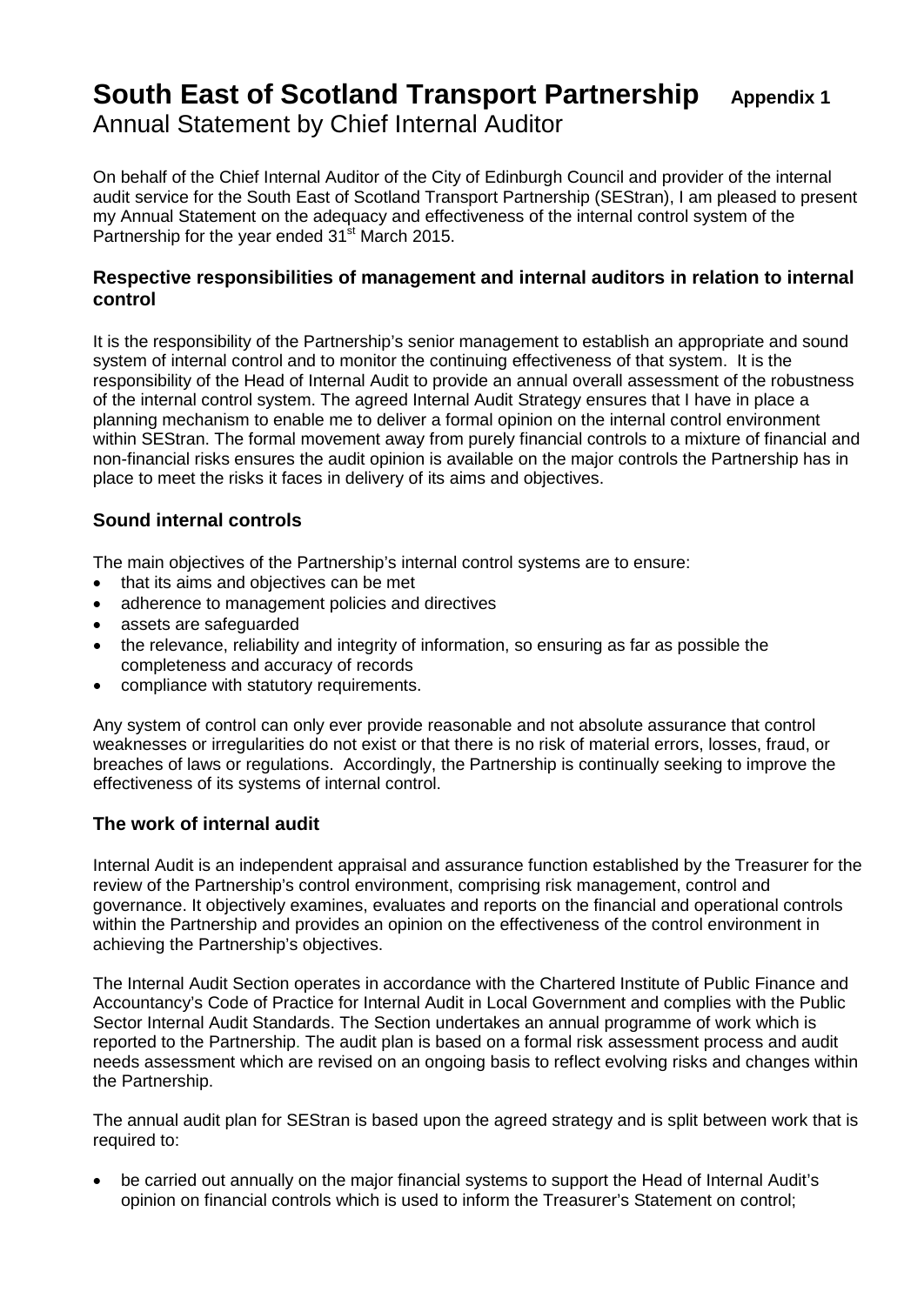# South East of Scotland Transport Partnership **Appendix 1**

Annual Statement by Chief Internal Auditor

On behalf of the Chief Internal Auditor of the City of Edinburgh Council and provider of the internal audit service for the South East of Scotland Transport Partnership (SEStran), I am pleased to present my Annual Statement on the adequacy and effectiveness of the internal control system of the Partnership for the year ended 31st March 2015.

### Respective responsibilities of management and internal auditors in relation to internal control

It is the responsibility of the Partnership's senior management to establish an appropriate and sound system of internal control and to monitor the continuing effectiveness of that system. It is the responsibility of the Head of Internal Audit to provide an annual overall assessment of the robustness of the internal control system. The agreed Internal Audit Strategy ensures that I have in place a planning mechanism to enable me to deliver a formal opinion on the internal control environment within SEStran. The formal movement away from purely financial controls to a mixture of financial and non-financial risks ensures the audit opinion is available on the major controls the Partnership has in place to meet the risks it faces in delivery of its aims and objectives.

### Sound internal controls

The main objectives of the Partnership's internal control systems are to ensure:

- that its aims and objectives can be met
- adherence to management policies and directives
- assets are safeguarded
- the relevance, reliability and integrity of information, so ensuring as far as possible the completeness and accuracy of records
- compliance with statutory requirements.

Any system of control can only ever provide reasonable and not absolute assurance that control weaknesses or irregularities do not exist or that there is no risk of material errors, losses, fraud, or breaches of laws or regulations. Accordingly, the Partnership is continually seeking to improve the effectiveness of its systems of internal control.

### The work of internal audit

Internal Audit is an independent appraisal and assurance function established by the Treasurer for the review of the Partnership's control environment, comprising risk management, control and governance. It objectively examines, evaluates and reports on the financial and operational controls within the Partnership and provides an opinion on the effectiveness of the control environment in achieving the Partnership's objectives.

The Internal Audit Section operates in accordance with the Chartered Institute of Public Finance and Accountancy's Code of Practice for Internal Audit in Local Government and complies with the Public Sector Internal Audit Standards. The Section undertakes an annual programme of work which is reported to the Partnership. The audit plan is based on a formal risk assessment process and audit needs assessment which are revised on an ongoing basis to reflect evolving risks and changes within the Partnership.

The annual audit plan for SEStran is based upon the agreed strategy and is split between work that is required to:

- be carried out annually on the major financial systems to support the Head of Internal Audit's opinion on financial controls which is used to inform the Treasurer's Statement on control;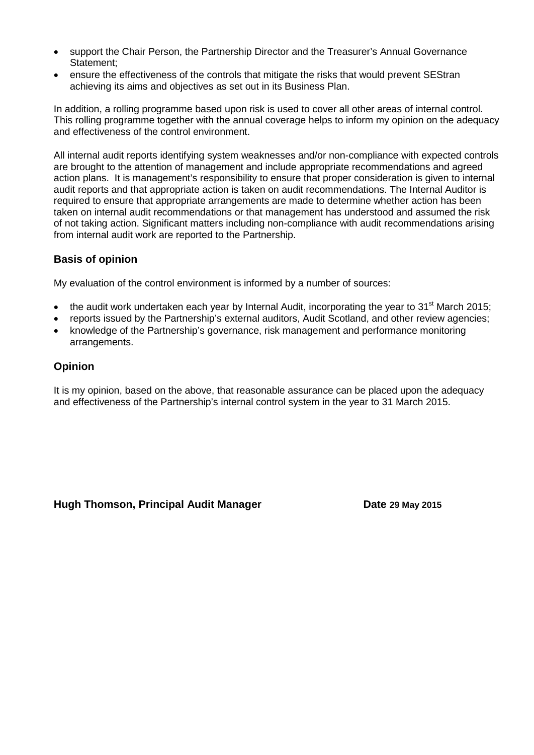- support the Chair Person, the Partnership Director and the Treasurer's Annual Governance Statement;
- ensure the effectiveness of the controls that mitigate the risks that would prevent SEStran achieving its aims and objectives as set out in its Business Plan.

In addition, a rolling programme based upon risk is used to cover all other areas of internal control. This rolling programme together with the annual coverage helps to inform my opinion on the adequacy and effectiveness of the control environment.

All internal audit reports identifying system weaknesses and/or non-compliance with expected controls are brought to the attention of management and include appropriate recommendations and agreed action plans. It is management's responsibility to ensure that proper consideration is given to internal audit reports and that appropriate action is taken on audit recommendations. The Internal Auditor is required to ensure that appropriate arrangements are made to determine whether action has been taken on internal audit recommendations or that management has understood and assumed the risk of not taking action. Significant matters including non-compliance with audit recommendations arising from internal audit work are reported to the Partnership.

### Basis of opinion

My evaluation of the control environment is informed by a number of sources:

- the audit work undertaken each year by Internal Audit, incorporating the year to 31st March 2015;
- reports issued by the Partnership's external auditors, Audit Scotland, and other review agencies;
- knowledge of the Partnership's governance, risk management and performance monitoring arrangements.

### Opinion

It is my opinion, based on the above, that reasonable assurance can be placed upon the adequacy and effectiveness of the Partnership's internal control system in the year to 31 March 2015.

**Hugh Thomson, Principal Audit Manager** **Date 29 May 2015**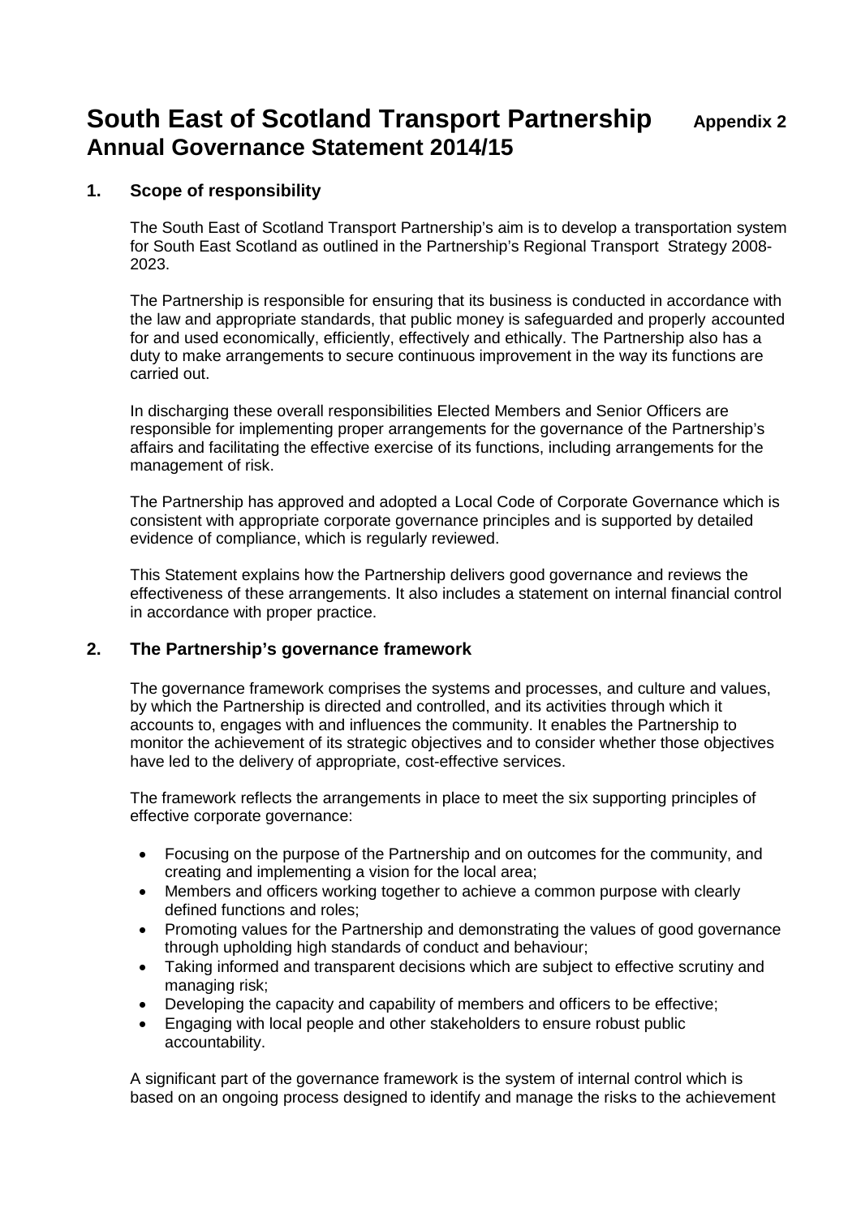# South East of Scotland Transport Partnership Annual Governance Statement 2014/15

**Appendix 2**

## 1. Scope of responsibility

The South East of Scotland Transport Partnership's aim is to develop a transportation system for South East Scotland as outlined in the Partnership's Regional Transport Strategy 2008-2023.

The Partnership is responsible for ensuring that its business is conducted in accordance with the law and appropriate standards, that public money is safeguarded and properly accounted for and used economically, efficiently, effectively and ethically. The Partnership also has a duty to make arrangements to secure continuous improvement in the way its functions are carried out.

In discharging these overall responsibilities Elected Members and Senior Officers are responsible for implementing proper arrangements for the governance of the Partnership's affairs and facilitating the effective exercise of its functions, including arrangements for the management of risk.

The Partnership has approved and adopted a Local Code of Corporate Governance which is consistent with appropriate corporate governance principles and is supported by detailed evidence of compliance, which is regularly reviewed.

This Statement explains how the Partnership delivers good governance and reviews the effectiveness of these arrangements. It also includes a statement on internal financial control in accordance with proper practice.

## 2. The Partnership's governance framework

The governance framework comprises the systems and processes, and culture and values, by which the Partnership is directed and controlled, and its activities through which it accounts to, engages with and influences the community. It enables the Partnership to monitor the achievement of its strategic objectives and to consider whether those objectives have led to the delivery of appropriate, cost-effective services.

The framework reflects the arrangements in place to meet the six supporting principles of effective corporate governance:

- Focusing on the purpose of the Partnership and on outcomes for the community, and creating and implementing a vision for the local area;
- Members and officers working together to achieve a common purpose with clearly defined functions and roles;
- Promoting values for the Partnership and demonstrating the values of good governance through upholding high standards of conduct and behaviour;
- Taking informed and transparent decisions which are subject to effective scrutiny and managing risk;
- Developing the capacity and capability of members and officers to be effective;
- Engaging with local people and other stakeholders to ensure robust public accountability.

A significant part of the governance framework is the system of internal control which is based on an ongoing process designed to identify and manage the risks to the achievement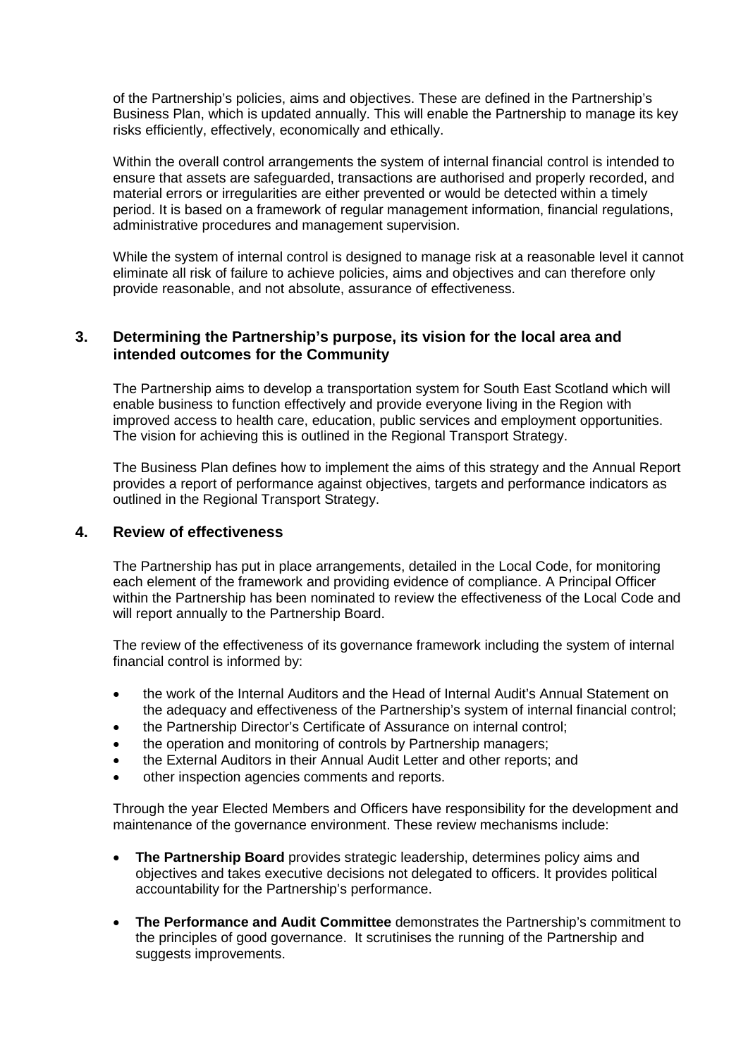of the Partnership's policies, aims and objectives. These are defined in the Partnership's Business Plan, which is updated annually. This will enable the Partnership to manage its key risks efficiently, effectively, economically and ethically.

Within the overall control arrangements the system of internal financial control is intended to ensure that assets are safeguarded, transactions are authorised and properly recorded, and material errors or irregularities are either prevented or would be detected within a timely period. It is based on a framework of regular management information, financial regulations, administrative procedures and management supervision.

While the system of internal control is designed to manage risk at a reasonable level it cannot eliminate all risk of failure to achieve policies, aims and objectives and can therefore only provide reasonable, and not absolute, assurance of effectiveness.

## 3. Determining the Partnership's purpose, its vision for the local area and intended outcomes for the Community

The Partnership aims to develop a transportation system for South East Scotland which will enable business to function effectively and provide everyone living in the Region with improved access to health care, education, public services and employment opportunities. The vision for achieving this is outlined in the Regional Transport Strategy.

The Business Plan defines how to implement the aims of this strategy and the Annual Report provides a report of performance against objectives, targets and performance indicators as outlined in the Regional Transport Strategy.

## 4. Review of effectiveness

The Partnership has put in place arrangements, detailed in the Local Code, for monitoring each element of the framework and providing evidence of compliance. A Principal Officer within the Partnership has been nominated to review the effectiveness of the Local Code and will report annually to the Partnership Board.

The review of the effectiveness of its governance framework including the system of internal financial control is informed by:

- the work of the Internal Auditors and the Head of Internal Audit's Annual Statement on the adequacy and effectiveness of the Partnership's system of internal financial control;
- the Partnership Director's Certificate of Assurance on internal control;
- the operation and monitoring of controls by Partnership managers;
- the External Auditors in their Annual Audit Letter and other reports; and
- other inspection agencies comments and reports.

Through the year Elected Members and Officers have responsibility for the development and maintenance of the governance environment. These review mechanisms include:

- **The Partnership Board** provides strategic leadership, determines policy aims and objectives and takes executive decisions not delegated to officers. It provides political accountability for the Partnership's performance.

- **The Performance and Audit Committee** demonstrates the Partnership's commitment to the principles of good governance. It scrutinises the running of the Partnership and suggests improvements.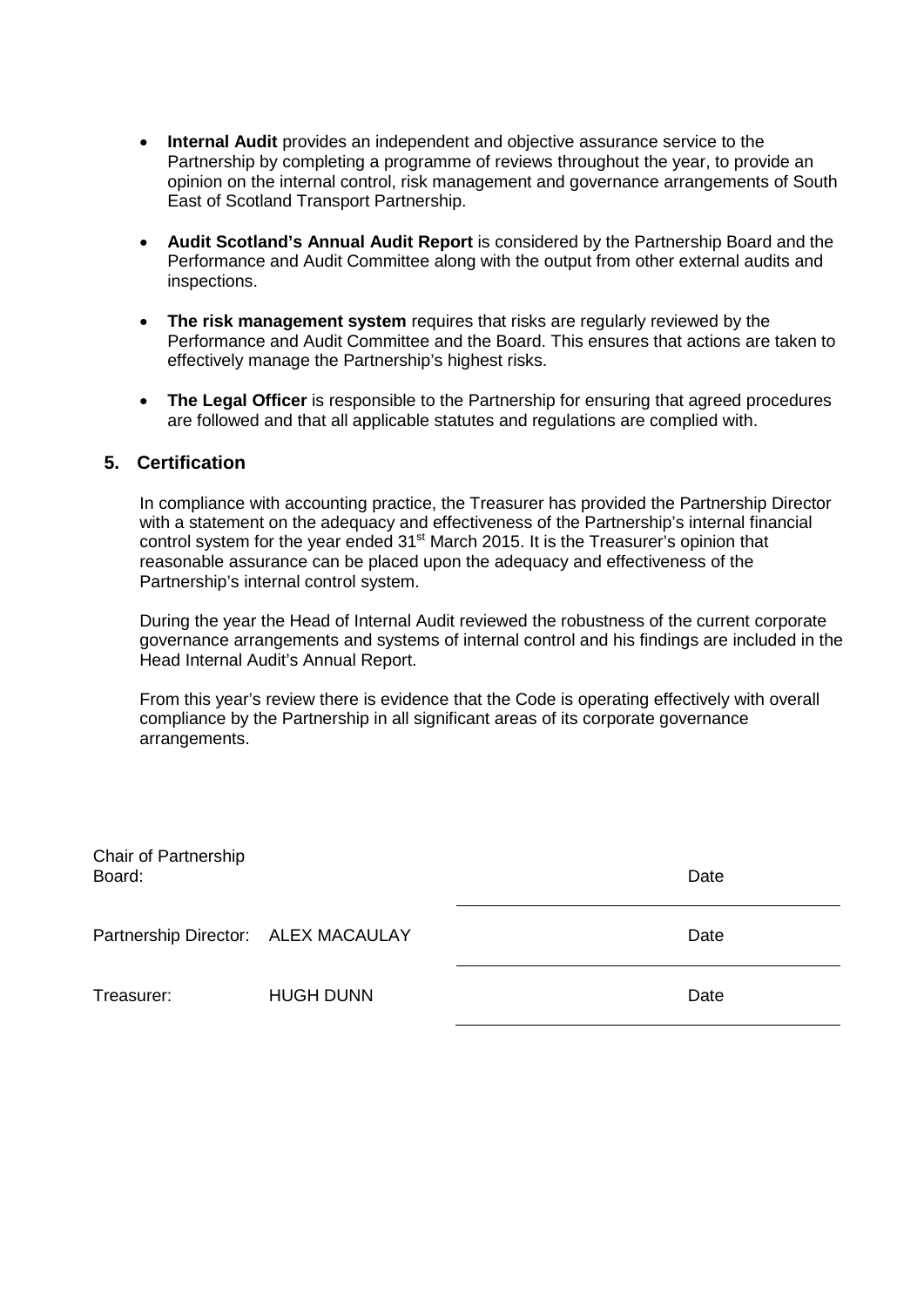- **Internal Audit** provides an independent and objective assurance service to the Partnership by completing a programme of reviews throughout the year, to provide an opinion on the internal control, risk management and governance arrangements of South East of Scotland Transport Partnership.

- **Audit Scotland's Annual Audit Report** is considered by the Partnership Board and the Performance and Audit Committee along with the output from other external audits and inspections.

- **The risk management system** requires that risks are regularly reviewed by the Performance and Audit Committee and the Board. This ensures that actions are taken to effectively manage the Partnership's highest risks.

- **The Legal Officer** is responsible to the Partnership for ensuring that agreed procedures are followed and that all applicable statutes and regulations are complied with.

## 5. Certification

In compliance with accounting practice, the Treasurer has provided the Partnership Director with a statement on the adequacy and effectiveness of the Partnership's internal financial control system for the year ended 31st March 2015. It is the Treasurer's opinion that reasonable assurance can be placed upon the adequacy and effectiveness of the Partnership's internal control system.

During the year the Head of Internal Audit reviewed the robustness of the current corporate governance arrangements and systems of internal control and his findings are included in the Head Internal Audit's Annual Report.

From this year's review there is evidence that the Code is operating effectively with overall compliance by the Partnership in all significant areas of its corporate governance arrangements.

| | | | |
|---|---|---|---|
| Chair of Partnership Board: | | | Date |
| Partnership Director: | ALEX MACAULAY | | Date |
| Treasurer: | HUGH DUNN | | Date |